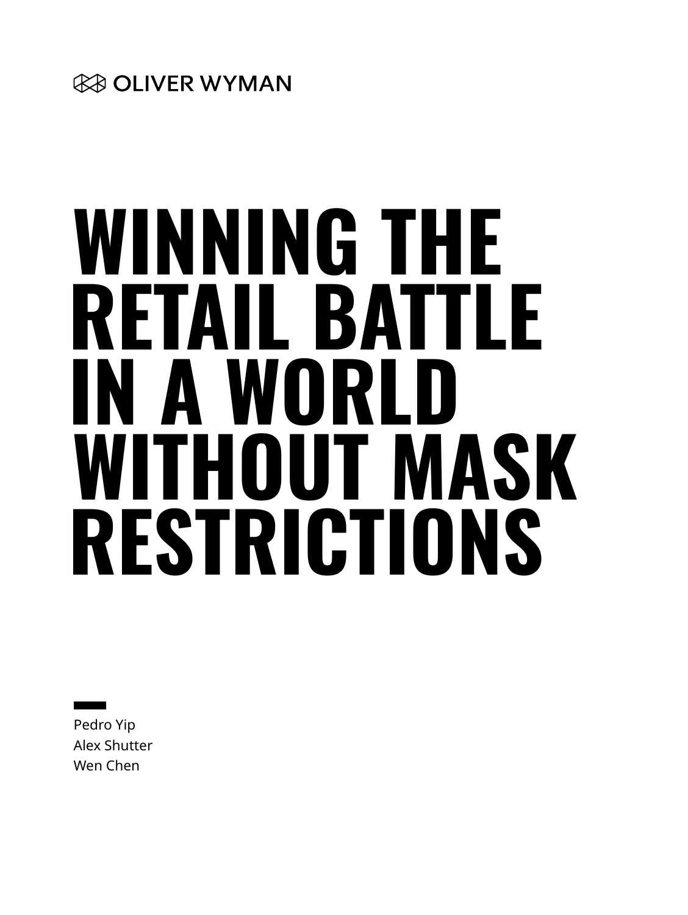OLIVER WYMAN

# WINNING THE RETAIL BATTLE IN A WORLD WITHOUT MASK RESTRICTIONS

Pedro Yip
Alex Shutter
Wen Chen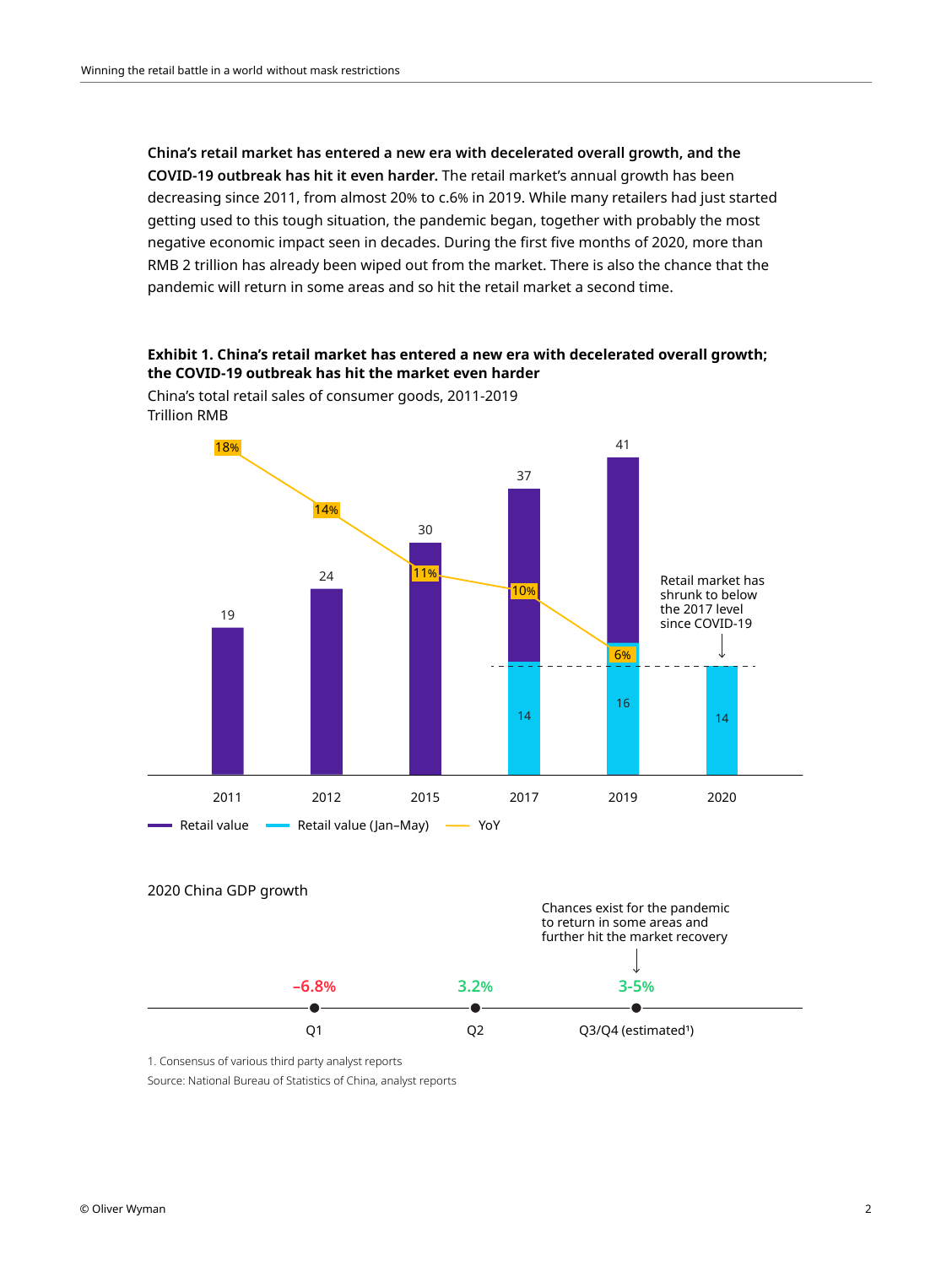**China's retail market has entered a new era with decelerated overall growth, and the COVID-19 outbreak has hit it even harder.** The retail market's annual growth has been decreasing since 2011, from almost 20% to c.6% in 2019. While many retailers had just started getting used to this tough situation, the pandemic began, together with probably the most negative economic impact seen in decades. During the first five months of 2020, more than RMB 2 trillion has already been wiped out from the market. There is also the chance that the pandemic will return in some areas and so hit the retail market a second time.

**Exhibit 1. China's retail market has entered a new era with decelerated overall growth; the COVID-19 outbreak has hit the market even harder**

China's total retail sales of consumer goods, 2011-2019
Trillion RMB

| Year | Retail value | Retail value (Jan–May) | YoY |
|---|---|---|---|
| 2011 | 19 | | 18% |
| 2012 | 24 | | 14% |
| 2015 | 30 | | 11% |
| 2017 | 37 | 14 | 10% |
| 2019 | 41 | 16 | 6% |
| 2020 | | 14 | |

Retail market has shrunk to below the 2017 level since COVID-19

2020 China GDP growth

| Q1 | Q2 | Q3/Q4 (estimated[1]) |
|---|---|---|
| -6.8% | 3.2% | 3-5% |

Chances exist for the pandemic to return in some areas and further hit the market recovery

1. Consensus of various third party analyst reports

Source: National Bureau of Statistics of China, analyst reports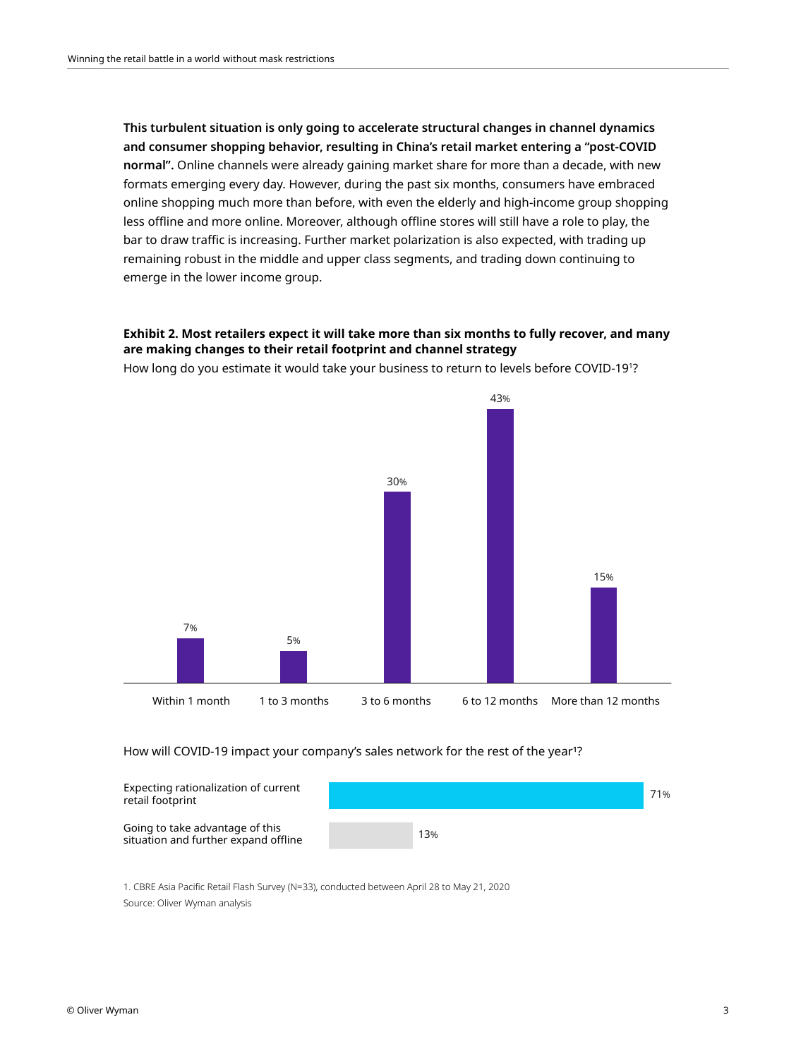**This turbulent situation is only going to accelerate structural changes in channel dynamics and consumer shopping behavior, resulting in China's retail market entering a "post-COVID normal".** Online channels were already gaining market share for more than a decade, with new formats emerging every day. However, during the past six months, consumers have embraced online shopping much more than before, with even the elderly and high-income group shopping less offline and more online. Moreover, although offline stores will still have a role to play, the bar to draw traffic is increasing. Further market polarization is also expected, with trading up remaining robust in the middle and upper class segments, and trading down continuing to emerge in the lower income group.

**Exhibit 2. Most retailers expect it will take more than six months to fully recover, and many are making changes to their retail footprint and channel strategy**

How long do you estimate it would take your business to return to levels before COVID-19[1]?

| Within 1 month | 1 to 3 months | 3 to 6 months | 6 to 12 months | More than 12 months |
|---|---|---|---|---|
| 7% | 5% | 30% | 43% | 15% |

How will COVID-19 impact your company's sales network for the rest of the year[1]?

| Response | Share |
|---|---|
| Expecting rationalization of current retail footprint | 71% |
| Going to take advantage of this situation and further expand offline | 13% |

1. CBRE Asia Pacific Retail Flash Survey (N=33), conducted between April 28 to May 21, 2020

Source: Oliver Wyman analysis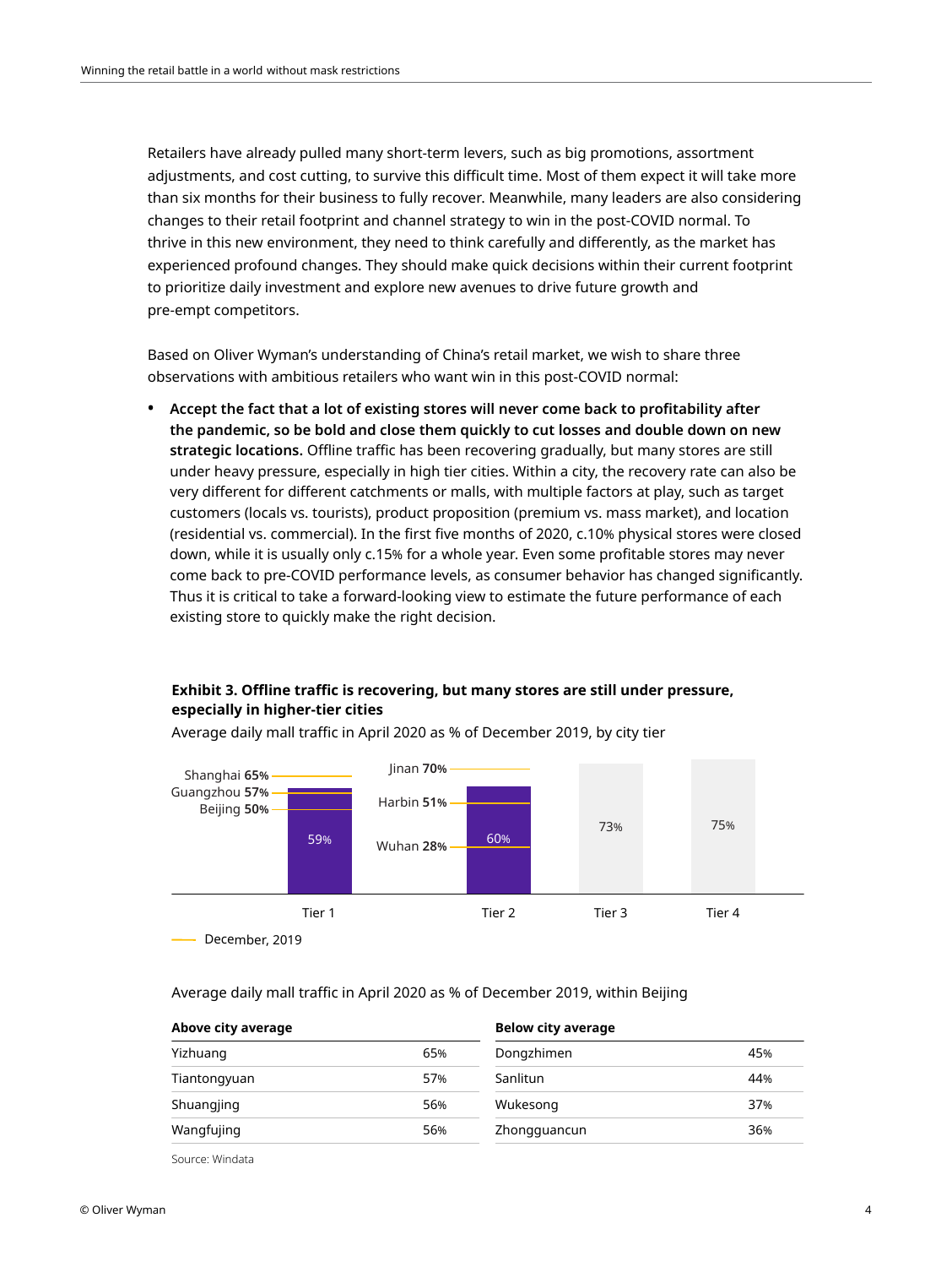Retailers have already pulled many short-term levers, such as big promotions, assortment adjustments, and cost cutting, to survive this difficult time. Most of them expect it will take more than six months for their business to fully recover. Meanwhile, many leaders are also considering changes to their retail footprint and channel strategy to win in the post-COVID normal. To thrive in this new environment, they need to think carefully and differently, as the market has experienced profound changes. They should make quick decisions within their current footprint to prioritize daily investment and explore new avenues to drive future growth and pre-empt competitors.

Based on Oliver Wyman's understanding of China's retail market, we wish to share three observations with ambitious retailers who want win in this post-COVID normal:

- **Accept the fact that a lot of existing stores will never come back to profitability after the pandemic, so be bold and close them quickly to cut losses and double down on new strategic locations.** Offline traffic has been recovering gradually, but many stores are still under heavy pressure, especially in high tier cities. Within a city, the recovery rate can also be very different for different catchments or malls, with multiple factors at play, such as target customers (locals vs. tourists), product proposition (premium vs. mass market), and location (residential vs. commercial). In the first five months of 2020, c.10% physical stores were closed down, while it is usually only c.15% for a whole year. Even some profitable stores may never come back to pre-COVID performance levels, as consumer behavior has changed significantly. Thus it is critical to take a forward-looking view to estimate the future performance of each existing store to quickly make the right decision.

**Exhibit 3. Offline traffic is recovering, but many stores are still under pressure, especially in higher-tier cities**

Average daily mall traffic in April 2020 as % of December 2019, by city tier

| City tier | Average | City details |
|---|---|---|
| Tier 1 | 59% | Shanghai 65%, Guangzhou 57%, Beijing 50% |
| Tier 2 | 60% | Jinan 70%, Harbin 51%, Wuhan 28% |
| Tier 3 | 73% | |
| Tier 4 | 75% | |

December, 2019

Average daily mall traffic in April 2020 as % of December 2019, within Beijing

| Above city average | | Below city average | |
|---|---|---|---|
| Yizhuang | 65% | Dongzhimen | 45% |
| Tiantongyuan | 57% | Sanlitun | 44% |
| Shuangjing | 56% | Wukesong | 37% |
| Wangfujing | 56% | Zhongguancun | 36% |

Source: Windata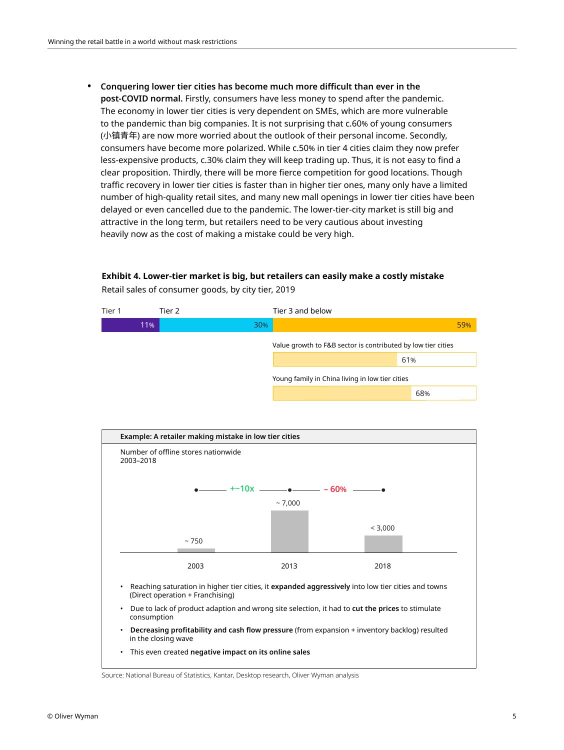- **Conquering lower tier cities has become much more difficult than ever in the post-COVID normal.** Firstly, consumers have less money to spend after the pandemic. The economy in lower tier cities is very dependent on SMEs, which are more vulnerable to the pandemic than big companies. It is not surprising that c.60% of young consumers (小镇青年) are now more worried about the outlook of their personal income. Secondly, consumers have become more polarized. While c.50% in tier 4 cities claim they now prefer less-expensive products, c.30% claim they will keep trading up. Thus, it is not easy to find a clear proposition. Thirdly, there will be more fierce competition for good locations. Though traffic recovery in lower tier cities is faster than in higher tier ones, many only have a limited number of high-quality retail sites, and many new mall openings in lower tier cities have been delayed or even cancelled due to the pandemic. The lower-tier-city market is still big and attractive in the long term, but retailers need to be very cautious about investing heavily now as the cost of making a mistake could be very high.

**Exhibit 4. Lower-tier market is big, but retailers can easily make a costly mistake**

Retail sales of consumer goods, by city tier, 2019

| Tier 1 | Tier 2 | Tier 3 and below |
|---|---|---|
| 11% | 30% | 59% |

- Value growth to F&B sector is contributed by low tier cities: 61%
- Young family in China living in low tier cities: 68%

**Example: A retailer making mistake in low tier cities**

Number of offline stores nationwide 2003–2018

| Year | 2003 | 2013 | 2018 |
|---|---|---|---|
| Stores | ~ 750 | ~ 7,000 | < 3,000 |

2003 → 2013: +~10x; 2013 → 2018: – 60%

- Reaching saturation in higher tier cities, it **expanded aggressively** into low tier cities and towns (Direct operation + Franchising)
- Due to lack of product adaption and wrong site selection, it had to **cut the prices** to stimulate consumption
- **Decreasing profitability and cash flow pressure** (from expansion + inventory backlog) resulted in the closing wave
- This even created **negative impact on its online sales**

Source: National Bureau of Statistics, Kantar, Desktop research, Oliver Wyman analysis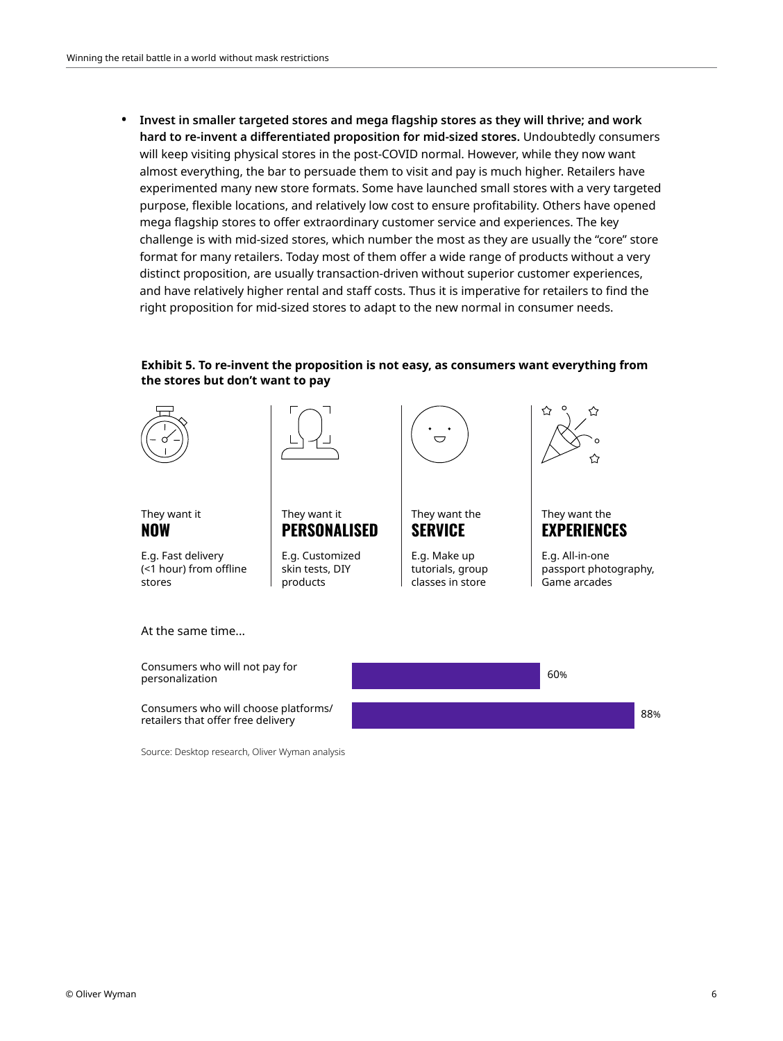- **Invest in smaller targeted stores and mega flagship stores as they will thrive; and work hard to re-invent a differentiated proposition for mid-sized stores.** Undoubtedly consumers will keep visiting physical stores in the post-COVID normal. However, while they now want almost everything, the bar to persuade them to visit and pay is much higher. Retailers have experimented many new store formats. Some have launched small stores with a very targeted purpose, flexible locations, and relatively low cost to ensure profitability. Others have opened mega flagship stores to offer extraordinary customer service and experiences. The key challenge is with mid-sized stores, which number the most as they are usually the "core" store format for many retailers. Today most of them offer a wide range of products without a very distinct proposition, are usually transaction-driven without superior customer experiences, and have relatively higher rental and staff costs. Thus it is imperative for retailers to find the right proposition for mid-sized stores to adapt to the new normal in consumer needs.

**Exhibit 5. To re-invent the proposition is not easy, as consumers want everything from the stores but don't want to pay**

They want it **NOW**

E.g. Fast delivery (<1 hour) from offline stores

They want it **PERSONALISED**

E.g. Customized skin tests, DIY products

They want the **SERVICE**

E.g. Make up tutorials, group classes in store

They want the **EXPERIENCES**

E.g. All-in-one passport photography, Game arcades

At the same time...

| | |
|---|---|
| Consumers who will not pay for personalization | 60% |
| Consumers who will choose platforms/ retailers that offer free delivery | 88% |

Source: Desktop research, Oliver Wyman analysis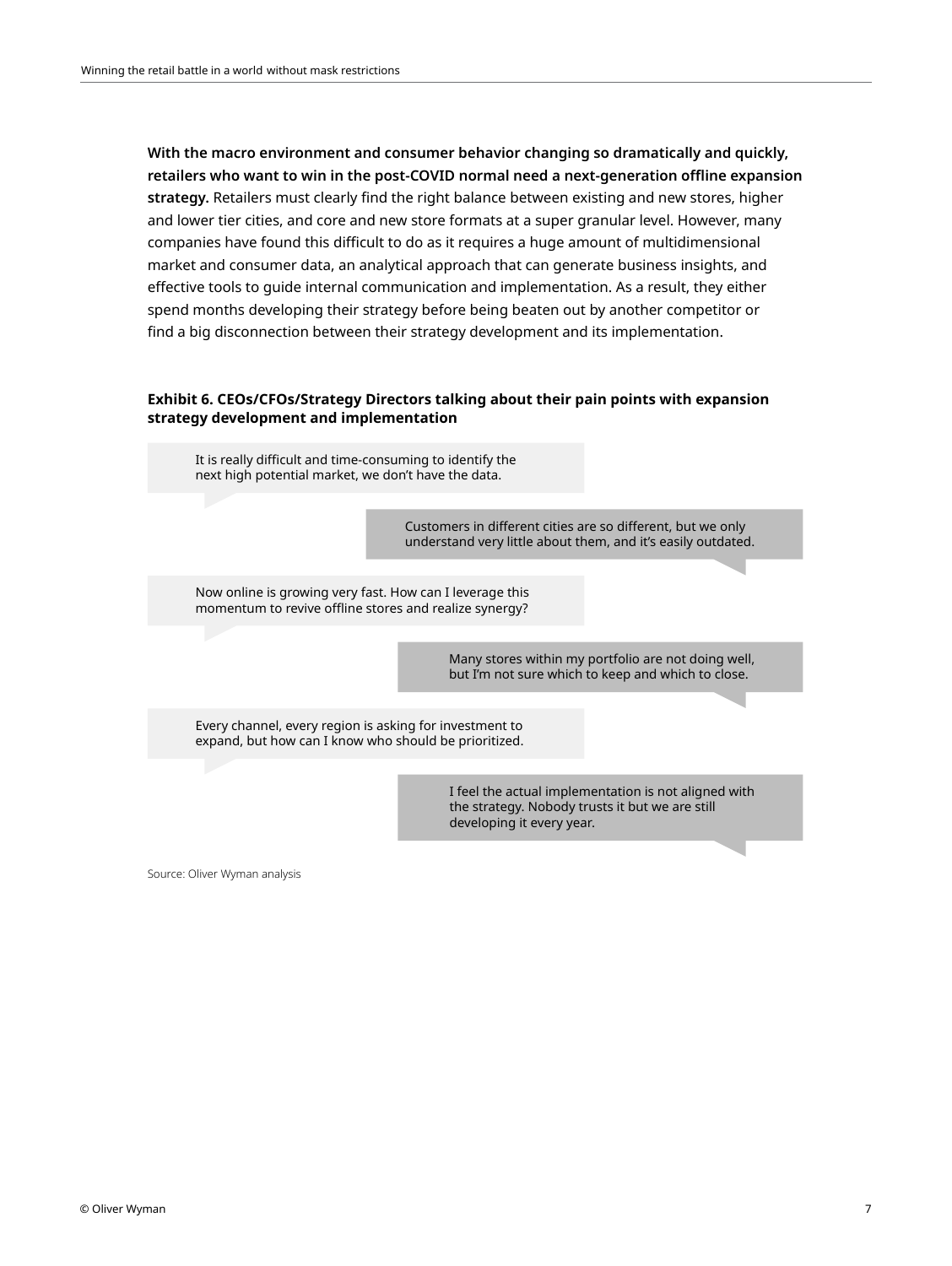**With the macro environment and consumer behavior changing so dramatically and quickly, retailers who want to win in the post-COVID normal need a next-generation offline expansion strategy.** Retailers must clearly find the right balance between existing and new stores, higher and lower tier cities, and core and new store formats at a super granular level. However, many companies have found this difficult to do as it requires a huge amount of multidimensional market and consumer data, an analytical approach that can generate business insights, and effective tools to guide internal communication and implementation. As a result, they either spend months developing their strategy before being beaten out by another competitor or find a big disconnection between their strategy development and its implementation.

**Exhibit 6. CEOs/CFOs/Strategy Directors talking about their pain points with expansion strategy development and implementation**

It is really difficult and time-consuming to identify the next high potential market, we don't have the data.

Customers in different cities are so different, but we only understand very little about them, and it's easily outdated.

Now online is growing very fast. How can I leverage this momentum to revive offline stores and realize synergy?

Many stores within my portfolio are not doing well, but I'm not sure which to keep and which to close.

Every channel, every region is asking for investment to expand, but how can I know who should be prioritized.

I feel the actual implementation is not aligned with the strategy. Nobody trusts it but we are still developing it every year.

Source: Oliver Wyman analysis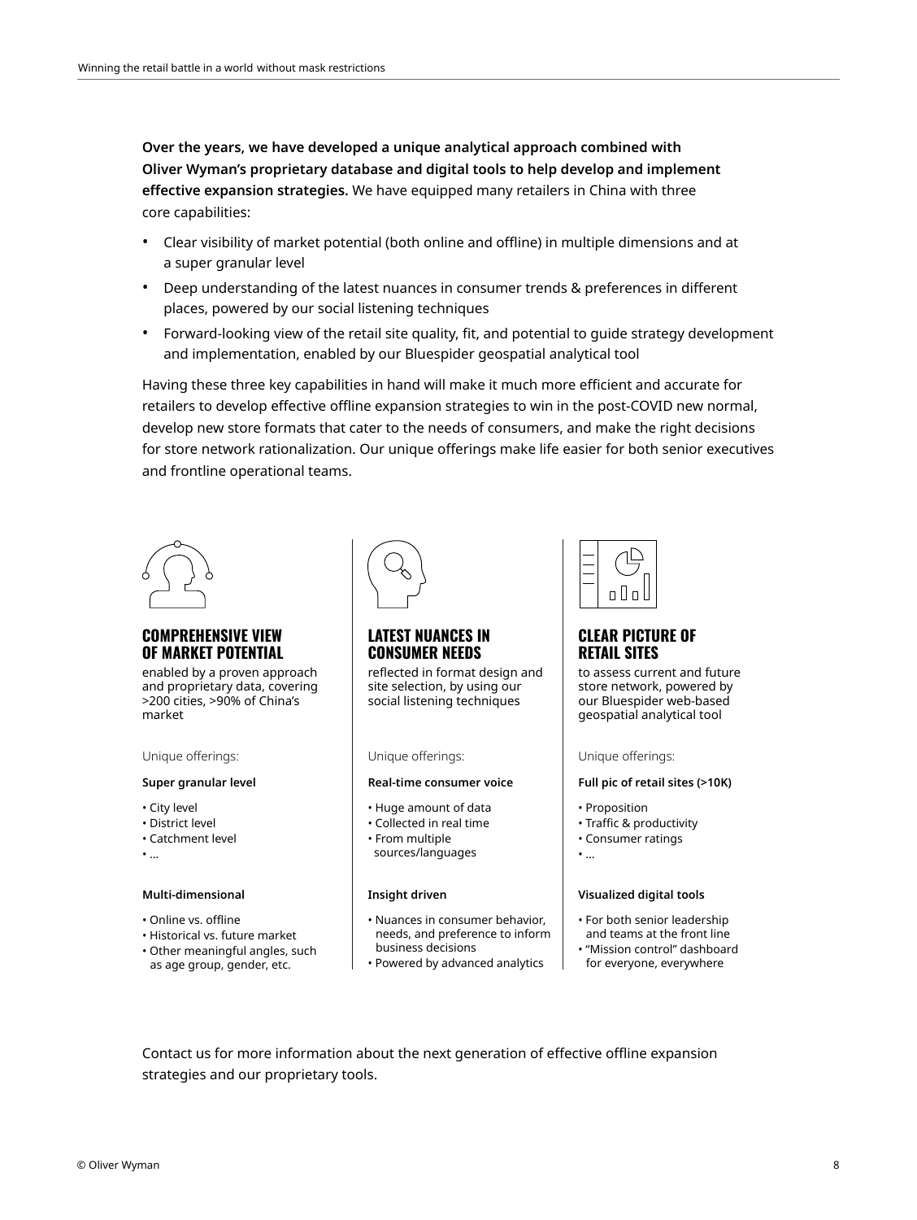**Over the years, we have developed a unique analytical approach combined with Oliver Wyman's proprietary database and digital tools to help develop and implement effective expansion strategies.** We have equipped many retailers in China with three core capabilities:

- Clear visibility of market potential (both online and offline) in multiple dimensions and at a super granular level
- Deep understanding of the latest nuances in consumer trends & preferences in different places, powered by our social listening techniques
- Forward-looking view of the retail site quality, fit, and potential to guide strategy development and implementation, enabled by our Bluespider geospatial analytical tool

Having these three key capabilities in hand will make it much more efficient and accurate for retailers to develop effective offline expansion strategies to win in the post-COVID new normal, develop new store formats that cater to the needs of consumers, and make the right decisions for store network rationalization. Our unique offerings make life easier for both senior executives and frontline operational teams.

### COMPREHENSIVE VIEW OF MARKET POTENTIAL

enabled by a proven approach and proprietary data, covering >200 cities, >90% of China's market

Unique offerings:

**Super granular level**

- City level
- District level
- Catchment level
- ...

**Multi-dimensional**

- Online vs. offline
- Historical vs. future market
- Other meaningful angles, such as age group, gender, etc.

### LATEST NUANCES IN CONSUMER NEEDS

reflected in format design and site selection, by using our social listening techniques

Unique offerings:

**Real-time consumer voice**

- Huge amount of data
- Collected in real time
- From multiple sources/languages

**Insight driven**

- Nuances in consumer behavior, needs, and preference to inform business decisions
- Powered by advanced analytics

### CLEAR PICTURE OF RETAIL SITES

to assess current and future store network, powered by our Bluespider web-based geospatial analytical tool

Unique offerings:

**Full pic of retail sites (>10K)**

- Proposition
- Traffic & productivity
- Consumer ratings
- ...

**Visualized digital tools**

- For both senior leadership and teams at the front line
- "Mission control" dashboard for everyone, everywhere

Contact us for more information about the next generation of effective offline expansion strategies and our proprietary tools.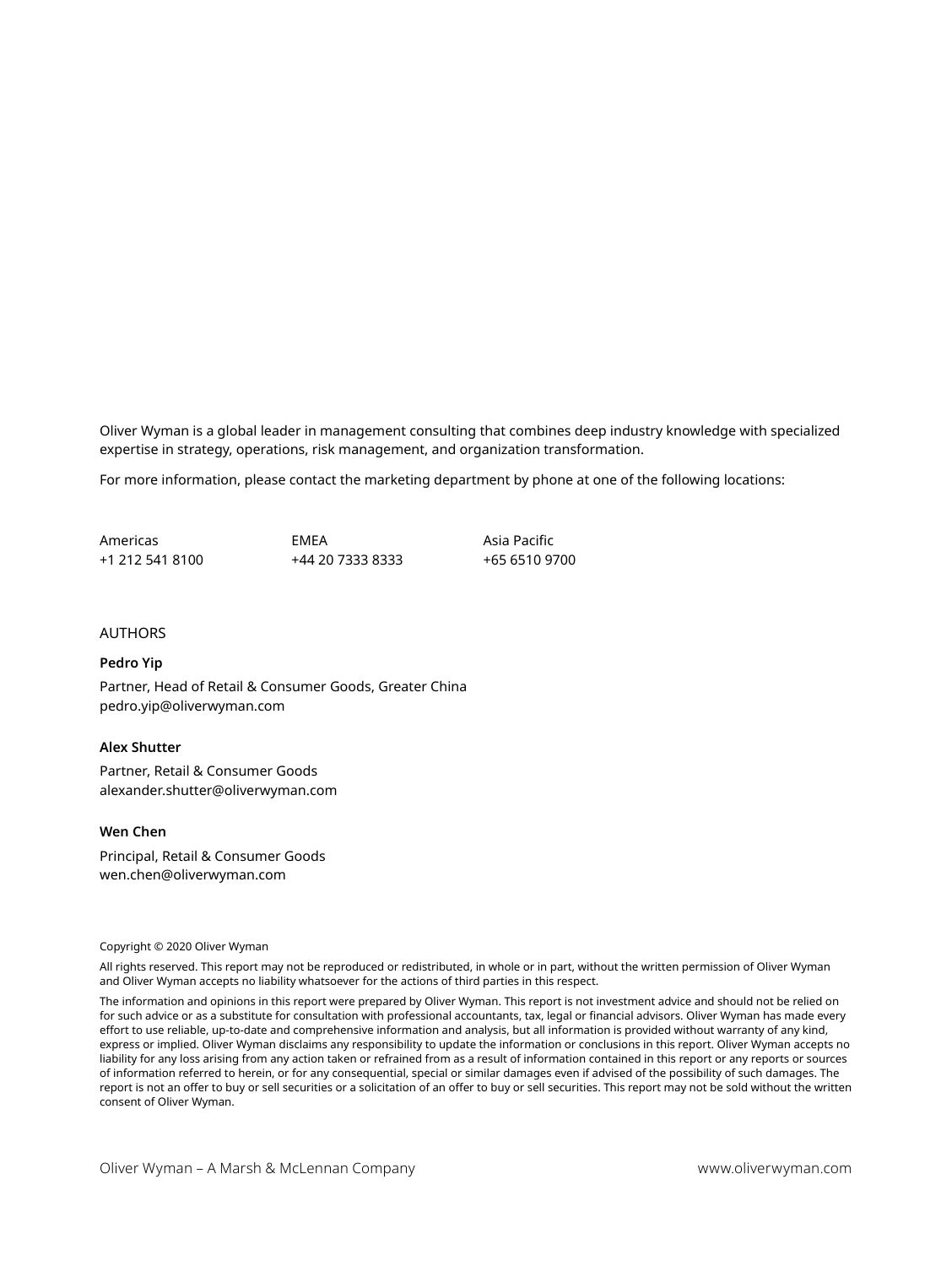Oliver Wyman is a global leader in management consulting that combines deep industry knowledge with specialized expertise in strategy, operations, risk management, and organization transformation.

For more information, please contact the marketing department by phone at one of the following locations:

| Americas | EMEA | Asia Pacific |
| --- | --- | --- |
| +1 212 541 8100 | +44 20 7333 8333 | +65 6510 9700 |

AUTHORS

**Pedro Yip**

Partner, Head of Retail & Consumer Goods, Greater China
pedro.yip@oliverwyman.com

**Alex Shutter**

Partner, Retail & Consumer Goods
alexander.shutter@oliverwyman.com

**Wen Chen**

Principal, Retail & Consumer Goods
wen.chen@oliverwyman.com

Copyright © 2020 Oliver Wyman

All rights reserved. This report may not be reproduced or redistributed, in whole or in part, without the written permission of Oliver Wyman and Oliver Wyman accepts no liability whatsoever for the actions of third parties in this respect.

The information and opinions in this report were prepared by Oliver Wyman. This report is not investment advice and should not be relied on for such advice or as a substitute for consultation with professional accountants, tax, legal or financial advisors. Oliver Wyman has made every effort to use reliable, up-to-date and comprehensive information and analysis, but all information is provided without warranty of any kind, express or implied. Oliver Wyman disclaims any responsibility to update the information or conclusions in this report. Oliver Wyman accepts no liability for any loss arising from any action taken or refrained from as a result of information contained in this report or any reports or sources of information referred to herein, or for any consequential, special or similar damages even if advised of the possibility of such damages. The report is not an offer to buy or sell securities or a solicitation of an offer to buy or sell securities. This report may not be sold without the written consent of Oliver Wyman.

Oliver Wyman – A Marsh & McLennan Company

www.oliverwyman.com